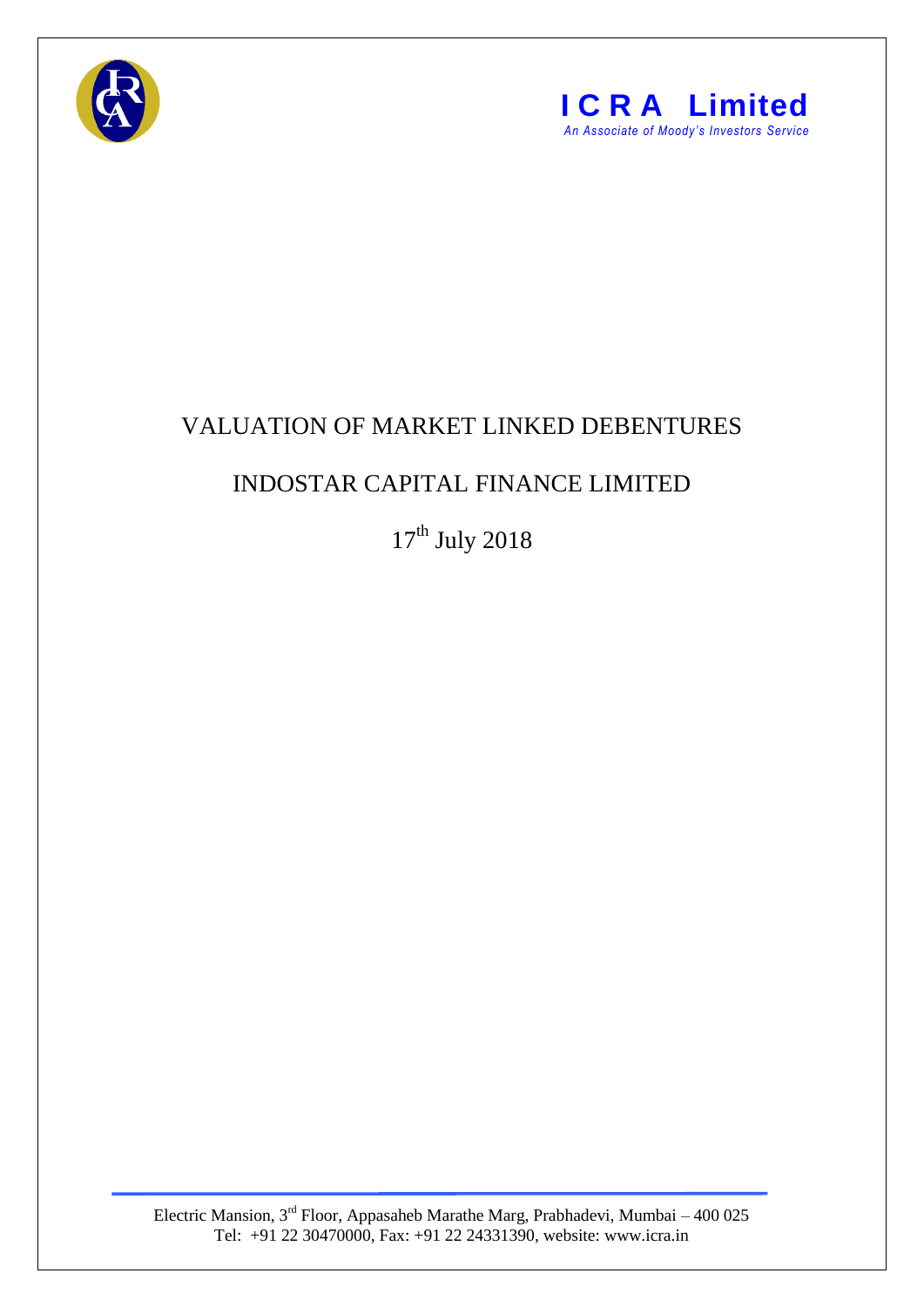**ICRA Limited**
*An Associate of Moody's Investors Service*

# VALUATION OF MARKET LINKED DEBENTURES

## INDOSTAR CAPITAL FINANCE LIMITED

17th July 2018

Electric Mansion, 3rd Floor, Appasaheb Marathe Marg, Prabhadevi, Mumbai – 400 025
Tel: +91 22 30470000, Fax: +91 22 24331390, website: www.icra.in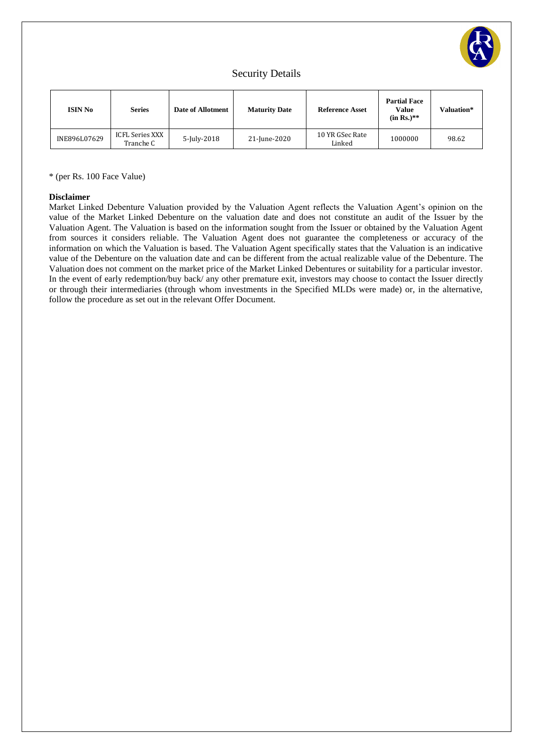## Security Details

| ISIN No | Series | Date of Allotment | Maturity Date | Reference Asset | Partial Face Value (in Rs.)** | Valuation* |
|---|---|---|---|---|---|---|
| INE896L07629 | ICFL Series XXX Tranche C | 5-July-2018 | 21-June-2020 | 10 YR GSec Rate Linked | 1000000 | 98.62 |

* (per Rs. 100 Face Value)

**Disclaimer**

Market Linked Debenture Valuation provided by the Valuation Agent reflects the Valuation Agent's opinion on the value of the Market Linked Debenture on the valuation date and does not constitute an audit of the Issuer by the Valuation Agent. The Valuation is based on the information sought from the Issuer or obtained by the Valuation Agent from sources it considers reliable. The Valuation Agent does not guarantee the completeness or accuracy of the information on which the Valuation is based. The Valuation Agent specifically states that the Valuation is an indicative value of the Debenture on the valuation date and can be different from the actual realizable value of the Debenture. The Valuation does not comment on the market price of the Market Linked Debentures or suitability for a particular investor. In the event of early redemption/buy back/ any other premature exit, investors may choose to contact the Issuer directly or through their intermediaries (through whom investments in the Specified MLDs were made) or, in the alternative, follow the procedure as set out in the relevant Offer Document.